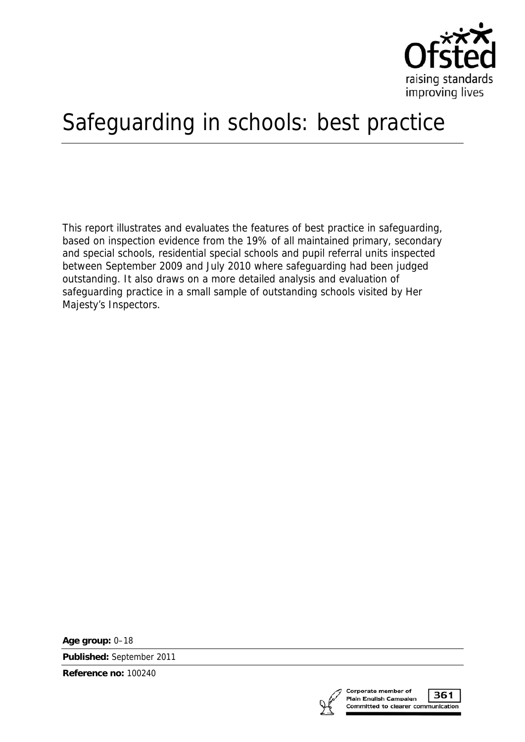Ofsted

raising standards
improving lives

# Safeguarding in schools: best practice

This report illustrates and evaluates the features of best practice in safeguarding, based on inspection evidence from the 19% of all maintained primary, secondary and special schools, residential special schools and pupil referral units inspected between September 2009 and July 2010 where safeguarding had been judged outstanding. It also draws on a more detailed analysis and evaluation of safeguarding practice in a small sample of outstanding schools visited by Her Majesty's Inspectors.

**Age group:** 0–18

**Published:** September 2011

**Reference no:** 100240

Corporate member of Plain English Campaign 361 Committed to clearer communication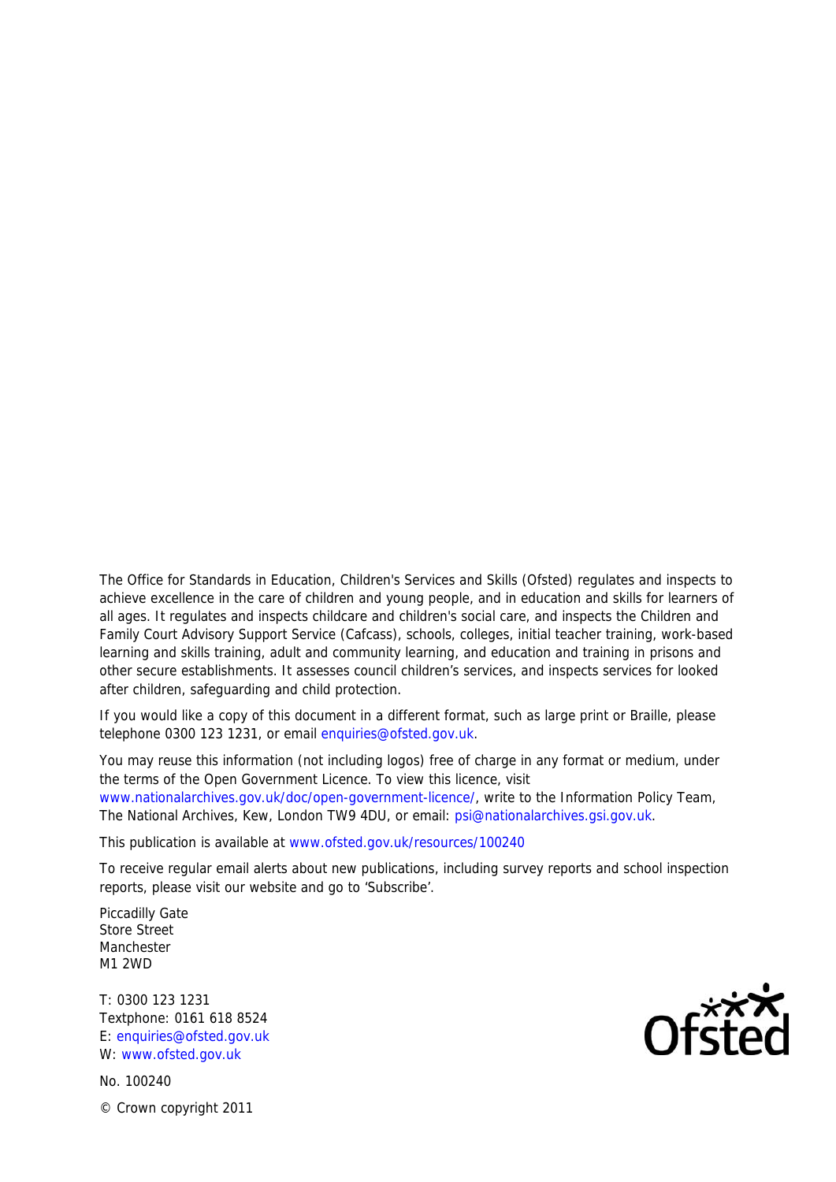The Office for Standards in Education, Children's Services and Skills (Ofsted) regulates and inspects to achieve excellence in the care of children and young people, and in education and skills for learners of all ages. It regulates and inspects childcare and children's social care, and inspects the Children and Family Court Advisory Support Service (Cafcass), schools, colleges, initial teacher training, work-based learning and skills training, adult and community learning, and education and training in prisons and other secure establishments. It assesses council children's services, and inspects services for looked after children, safeguarding and child protection.

If you would like a copy of this document in a different format, such as large print or Braille, please telephone 0300 123 1231, or email enquiries@ofsted.gov.uk.

You may reuse this information (not including logos) free of charge in any format or medium, under the terms of the Open Government Licence. To view this licence, visit www.nationalarchives.gov.uk/doc/open-government-licence/, write to the Information Policy Team, The National Archives, Kew, London TW9 4DU, or email: psi@nationalarchives.gsi.gov.uk.

This publication is available at www.ofsted.gov.uk/resources/100240

To receive regular email alerts about new publications, including survey reports and school inspection reports, please visit our website and go to 'Subscribe'.

Piccadilly Gate
Store Street
Manchester
M1 2WD

T: 0300 123 1231
Textphone: 0161 618 8524
E: enquiries@ofsted.gov.uk
W: www.ofsted.gov.uk

No. 100240

© Crown copyright 2011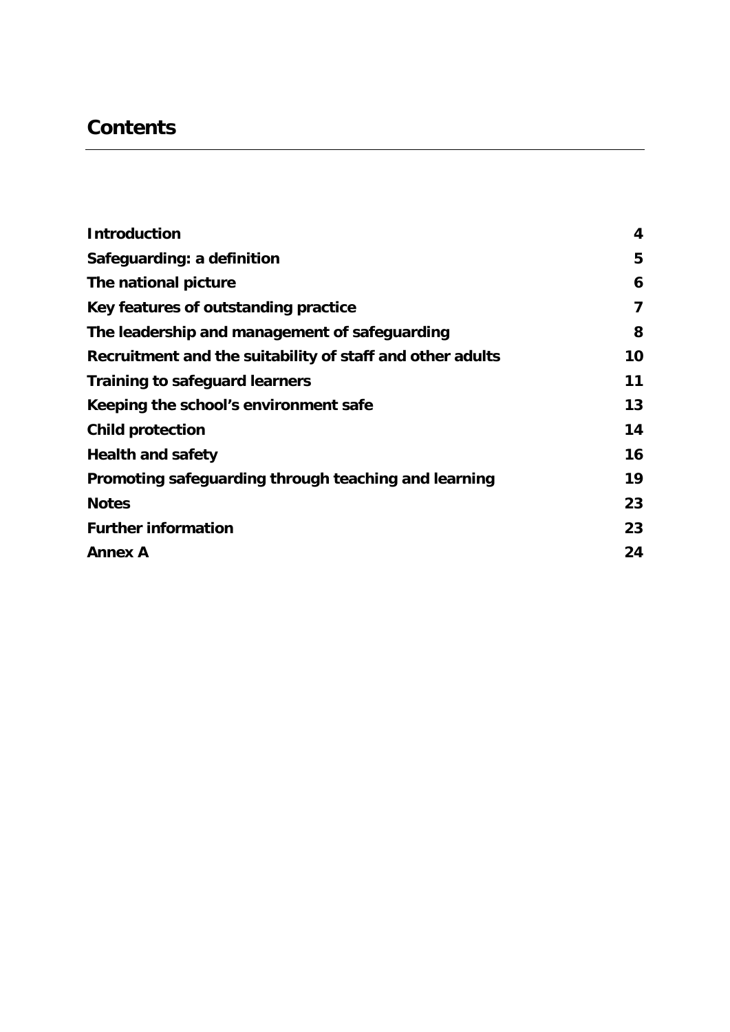## Contents

| | |
|---|---|
| **Introduction** | **4** |
| **Safeguarding: a definition** | **5** |
| **The national picture** | **6** |
| **Key features of outstanding practice** | **7** |
| **The leadership and management of safeguarding** | **8** |
| **Recruitment and the suitability of staff and other adults** | **10** |
| **Training to safeguard learners** | **11** |
| **Keeping the school's environment safe** | **13** |
| **Child protection** | **14** |
| **Health and safety** | **16** |
| **Promoting safeguarding through teaching and learning** | **19** |
| **Notes** | **23** |
| **Further information** | **23** |
| **Annex A** | **24** |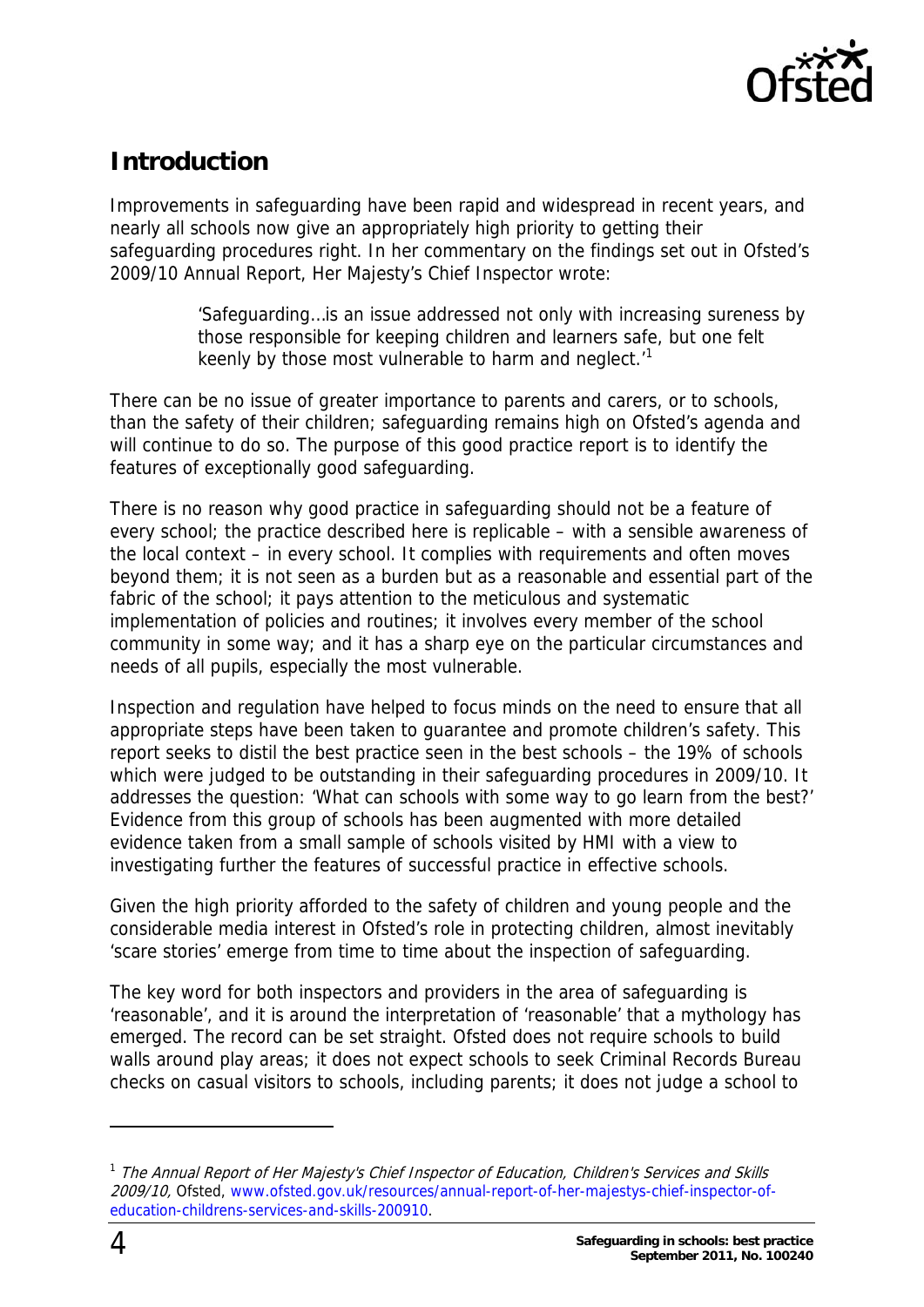## Introduction

Improvements in safeguarding have been rapid and widespread in recent years, and nearly all schools now give an appropriately high priority to getting their safeguarding procedures right. In her commentary on the findings set out in Ofsted's 2009/10 Annual Report, Her Majesty's Chief Inspector wrote:

> 'Safeguarding…is an issue addressed not only with increasing sureness by those responsible for keeping children and learners safe, but one felt keenly by those most vulnerable to harm and neglect.'[1]

There can be no issue of greater importance to parents and carers, or to schools, than the safety of their children; safeguarding remains high on Ofsted's agenda and will continue to do so. The purpose of this good practice report is to identify the features of exceptionally good safeguarding.

There is no reason why good practice in safeguarding should not be a feature of every school; the practice described here is replicable – with a sensible awareness of the local context – in every school. It complies with requirements and often moves beyond them; it is not seen as a burden but as a reasonable and essential part of the fabric of the school; it pays attention to the meticulous and systematic implementation of policies and routines; it involves every member of the school community in some way; and it has a sharp eye on the particular circumstances and needs of all pupils, especially the most vulnerable.

Inspection and regulation have helped to focus minds on the need to ensure that all appropriate steps have been taken to guarantee and promote children's safety. This report seeks to distil the best practice seen in the best schools – the 19% of schools which were judged to be outstanding in their safeguarding procedures in 2009/10. It addresses the question: 'What can schools with some way to go learn from the best?' Evidence from this group of schools has been augmented with more detailed evidence taken from a small sample of schools visited by HMI with a view to investigating further the features of successful practice in effective schools.

Given the high priority afforded to the safety of children and young people and the considerable media interest in Ofsted's role in protecting children, almost inevitably 'scare stories' emerge from time to time about the inspection of safeguarding.

The key word for both inspectors and providers in the area of safeguarding is 'reasonable', and it is around the interpretation of 'reasonable' that a mythology has emerged. The record can be set straight. Ofsted does not require schools to build walls around play areas; it does not expect schools to seek Criminal Records Bureau checks on casual visitors to schools, including parents; it does not judge a school to

---

[1] *The Annual Report of Her Majesty's Chief Inspector of Education, Children's Services and Skills 2009/10,* Ofsted, www.ofsted.gov.uk/resources/annual-report-of-her-majestys-chief-inspector-of-education-childrens-services-and-skills-200910.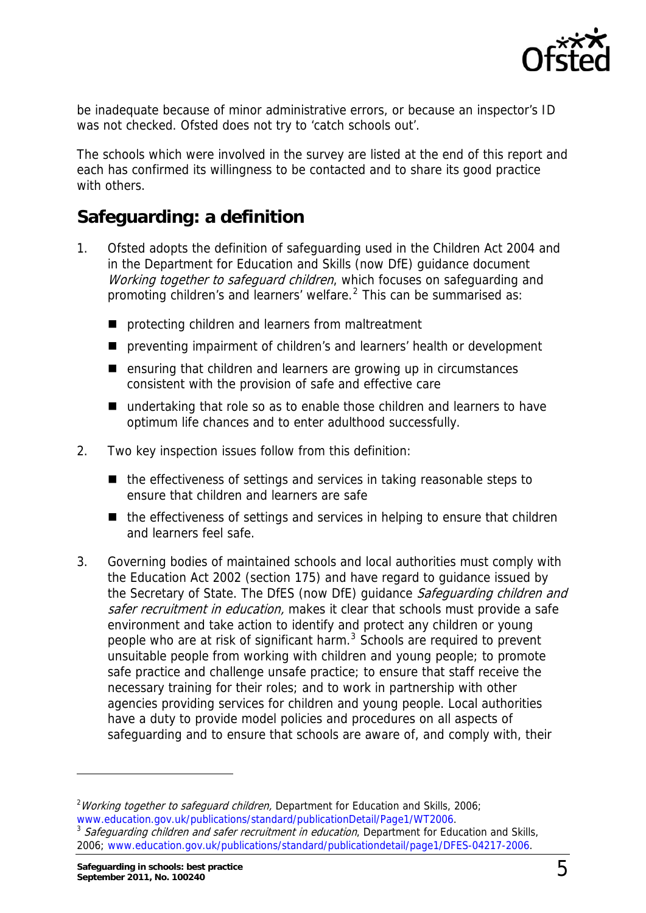be inadequate because of minor administrative errors, or because an inspector's ID was not checked. Ofsted does not try to 'catch schools out'.

The schools which were involved in the survey are listed at the end of this report and each has confirmed its willingness to be contacted and to share its good practice with others.

## Safeguarding: a definition

1. Ofsted adopts the definition of safeguarding used in the Children Act 2004 and in the Department for Education and Skills (now DfE) guidance document *Working together to safeguard children*, which focuses on safeguarding and promoting children's and learners' welfare.[2] This can be summarised as:

   - protecting children and learners from maltreatment
   - preventing impairment of children's and learners' health or development
   - ensuring that children and learners are growing up in circumstances consistent with the provision of safe and effective care
   - undertaking that role so as to enable those children and learners to have optimum life chances and to enter adulthood successfully.

2. Two key inspection issues follow from this definition:

   - the effectiveness of settings and services in taking reasonable steps to ensure that children and learners are safe
   - the effectiveness of settings and services in helping to ensure that children and learners feel safe.

3. Governing bodies of maintained schools and local authorities must comply with the Education Act 2002 (section 175) and have regard to guidance issued by the Secretary of State. The DfES (now DfE) guidance *Safeguarding children and safer recruitment in education,* makes it clear that schools must provide a safe environment and take action to identify and protect any children or young people who are at risk of significant harm.[3] Schools are required to prevent unsuitable people from working with children and young people; to promote safe practice and challenge unsafe practice; to ensure that staff receive the necessary training for their roles; and to work in partnership with other agencies providing services for children and young people. Local authorities have a duty to provide model policies and procedures on all aspects of safeguarding and to ensure that schools are aware of, and comply with, their

---

[2] *Working together to safeguard children,* Department for Education and Skills, 2006; www.education.gov.uk/publications/standard/publicationDetail/Page1/WT2006.

[3] *Safeguarding children and safer recruitment in education*, Department for Education and Skills, 2006; www.education.gov.uk/publications/standard/publicationdetail/page1/DFES-04217-2006.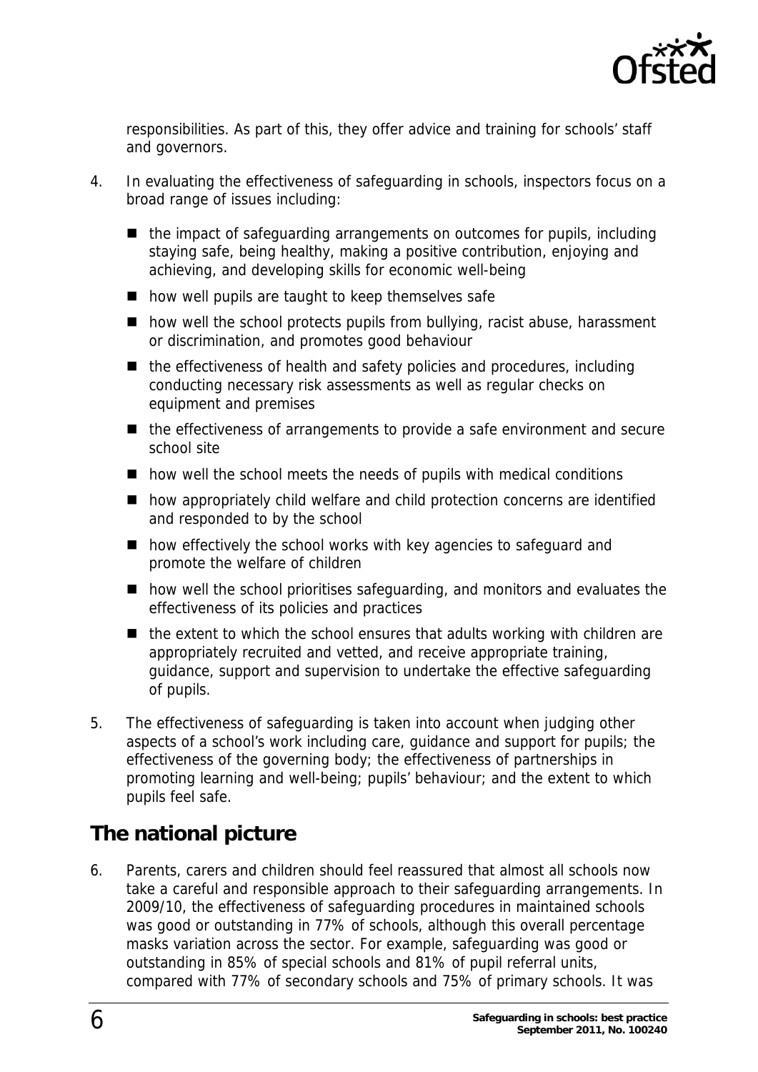responsibilities. As part of this, they offer advice and training for schools' staff and governors.

4. In evaluating the effectiveness of safeguarding in schools, inspectors focus on a broad range of issues including:

   - the impact of safeguarding arrangements on outcomes for pupils, including staying safe, being healthy, making a positive contribution, enjoying and achieving, and developing skills for economic well-being
   - how well pupils are taught to keep themselves safe
   - how well the school protects pupils from bullying, racist abuse, harassment or discrimination, and promotes good behaviour
   - the effectiveness of health and safety policies and procedures, including conducting necessary risk assessments as well as regular checks on equipment and premises
   - the effectiveness of arrangements to provide a safe environment and secure school site
   - how well the school meets the needs of pupils with medical conditions
   - how appropriately child welfare and child protection concerns are identified and responded to by the school
   - how effectively the school works with key agencies to safeguard and promote the welfare of children
   - how well the school prioritises safeguarding, and monitors and evaluates the effectiveness of its policies and practices
   - the extent to which the school ensures that adults working with children are appropriately recruited and vetted, and receive appropriate training, guidance, support and supervision to undertake the effective safeguarding of pupils.

5. The effectiveness of safeguarding is taken into account when judging other aspects of a school's work including care, guidance and support for pupils; the effectiveness of the governing body; the effectiveness of partnerships in promoting learning and well-being; pupils' behaviour; and the extent to which pupils feel safe.

## The national picture

6. Parents, carers and children should feel reassured that almost all schools now take a careful and responsible approach to their safeguarding arrangements. In 2009/10, the effectiveness of safeguarding procedures in maintained schools was good or outstanding in 77% of schools, although this overall percentage masks variation across the sector. For example, safeguarding was good or outstanding in 85% of special schools and 81% of pupil referral units, compared with 77% of secondary schools and 75% of primary schools. It was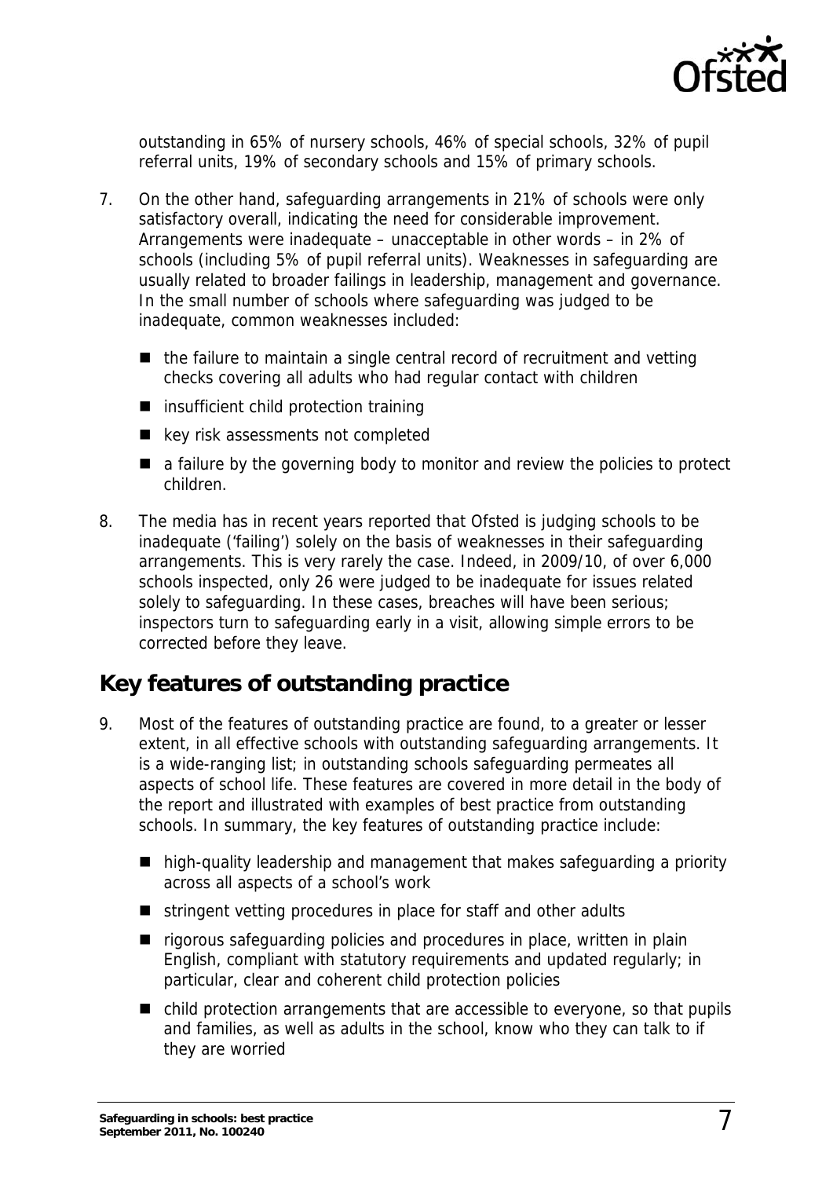outstanding in 65% of nursery schools, 46% of special schools, 32% of pupil referral units, 19% of secondary schools and 15% of primary schools.

7. On the other hand, safeguarding arrangements in 21% of schools were only satisfactory overall, indicating the need for considerable improvement. Arrangements were inadequate – unacceptable in other words – in 2% of schools (including 5% of pupil referral units). Weaknesses in safeguarding are usually related to broader failings in leadership, management and governance. In the small number of schools where safeguarding was judged to be inadequate, common weaknesses included:

   - the failure to maintain a single central record of recruitment and vetting checks covering all adults who had regular contact with children
   - insufficient child protection training
   - key risk assessments not completed
   - a failure by the governing body to monitor and review the policies to protect children.

8. The media has in recent years reported that Ofsted is judging schools to be inadequate ('failing') solely on the basis of weaknesses in their safeguarding arrangements. This is very rarely the case. Indeed, in 2009/10, of over 6,000 schools inspected, only 26 were judged to be inadequate for issues related solely to safeguarding. In these cases, breaches will have been serious; inspectors turn to safeguarding early in a visit, allowing simple errors to be corrected before they leave.

## Key features of outstanding practice

9. Most of the features of outstanding practice are found, to a greater or lesser extent, in all effective schools with outstanding safeguarding arrangements. It is a wide-ranging list; in outstanding schools safeguarding permeates all aspects of school life. These features are covered in more detail in the body of the report and illustrated with examples of best practice from outstanding schools. In summary, the key features of outstanding practice include:

   - high-quality leadership and management that makes safeguarding a priority across all aspects of a school's work
   - stringent vetting procedures in place for staff and other adults
   - rigorous safeguarding policies and procedures in place, written in plain English, compliant with statutory requirements and updated regularly; in particular, clear and coherent child protection policies
   - child protection arrangements that are accessible to everyone, so that pupils and families, as well as adults in the school, know who they can talk to if they are worried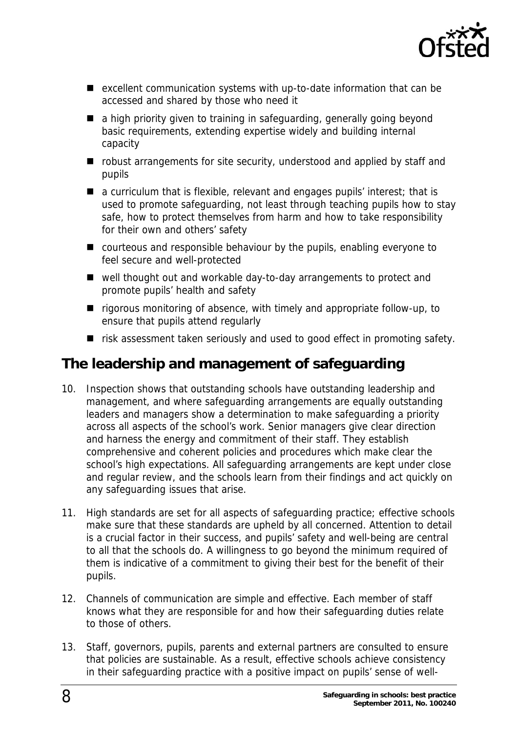- excellent communication systems with up-to-date information that can be accessed and shared by those who need it
- a high priority given to training in safeguarding, generally going beyond basic requirements, extending expertise widely and building internal capacity
- robust arrangements for site security, understood and applied by staff and pupils
- a curriculum that is flexible, relevant and engages pupils' interest; that is used to promote safeguarding, not least through teaching pupils how to stay safe, how to protect themselves from harm and how to take responsibility for their own and others' safety
- courteous and responsible behaviour by the pupils, enabling everyone to feel secure and well-protected
- well thought out and workable day-to-day arrangements to protect and promote pupils' health and safety
- rigorous monitoring of absence, with timely and appropriate follow-up, to ensure that pupils attend regularly
- risk assessment taken seriously and used to good effect in promoting safety.

## The leadership and management of safeguarding

10. Inspection shows that outstanding schools have outstanding leadership and management, and where safeguarding arrangements are equally outstanding leaders and managers show a determination to make safeguarding a priority across all aspects of the school's work. Senior managers give clear direction and harness the energy and commitment of their staff. They establish comprehensive and coherent policies and procedures which make clear the school's high expectations. All safeguarding arrangements are kept under close and regular review, and the schools learn from their findings and act quickly on any safeguarding issues that arise.

11. High standards are set for all aspects of safeguarding practice; effective schools make sure that these standards are upheld by all concerned. Attention to detail is a crucial factor in their success, and pupils' safety and well-being are central to all that the schools do. A willingness to go beyond the minimum required of them is indicative of a commitment to giving their best for the benefit of their pupils.

12. Channels of communication are simple and effective. Each member of staff knows what they are responsible for and how their safeguarding duties relate to those of others.

13. Staff, governors, pupils, parents and external partners are consulted to ensure that policies are sustainable. As a result, effective schools achieve consistency in their safeguarding practice with a positive impact on pupils' sense of well-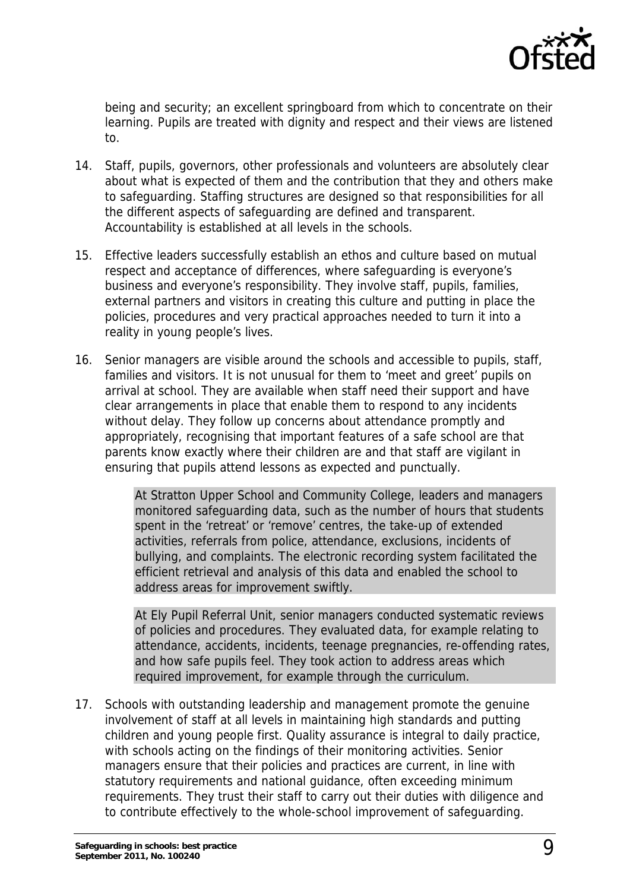being and security; an excellent springboard from which to concentrate on their learning. Pupils are treated with dignity and respect and their views are listened to.

14. Staff, pupils, governors, other professionals and volunteers are absolutely clear about what is expected of them and the contribution that they and others make to safeguarding. Staffing structures are designed so that responsibilities for all the different aspects of safeguarding are defined and transparent. Accountability is established at all levels in the schools.

15. Effective leaders successfully establish an ethos and culture based on mutual respect and acceptance of differences, where safeguarding is everyone's business and everyone's responsibility. They involve staff, pupils, families, external partners and visitors in creating this culture and putting in place the policies, procedures and very practical approaches needed to turn it into a reality in young people's lives.

16. Senior managers are visible around the schools and accessible to pupils, staff, families and visitors. It is not unusual for them to 'meet and greet' pupils on arrival at school. They are available when staff need their support and have clear arrangements in place that enable them to respond to any incidents without delay. They follow up concerns about attendance promptly and appropriately, recognising that important features of a safe school are that parents know exactly where their children are and that staff are vigilant in ensuring that pupils attend lessons as expected and punctually.

> At Stratton Upper School and Community College, leaders and managers monitored safeguarding data, such as the number of hours that students spent in the 'retreat' or 'remove' centres, the take-up of extended activities, referrals from police, attendance, exclusions, incidents of bullying, and complaints. The electronic recording system facilitated the efficient retrieval and analysis of this data and enabled the school to address areas for improvement swiftly.

> At Ely Pupil Referral Unit, senior managers conducted systematic reviews of policies and procedures. They evaluated data, for example relating to attendance, accidents, incidents, teenage pregnancies, re-offending rates, and how safe pupils feel. They took action to address areas which required improvement, for example through the curriculum.

17. Schools with outstanding leadership and management promote the genuine involvement of staff at all levels in maintaining high standards and putting children and young people first. Quality assurance is integral to daily practice, with schools acting on the findings of their monitoring activities. Senior managers ensure that their policies and practices are current, in line with statutory requirements and national guidance, often exceeding minimum requirements. They trust their staff to carry out their duties with diligence and to contribute effectively to the whole-school improvement of safeguarding.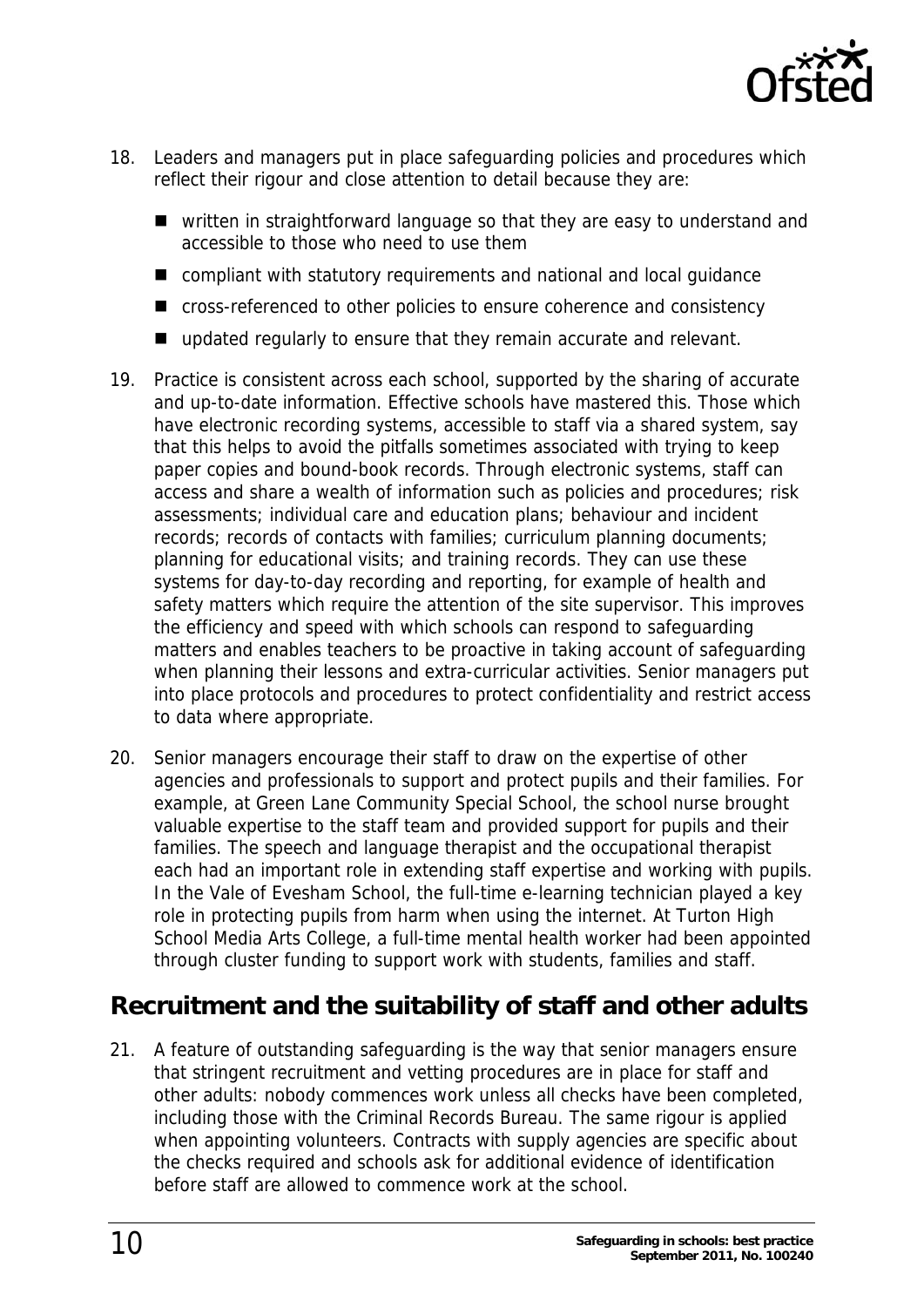18. Leaders and managers put in place safeguarding policies and procedures which reflect their rigour and close attention to detail because they are:

    - written in straightforward language so that they are easy to understand and accessible to those who need to use them
    - compliant with statutory requirements and national and local guidance
    - cross-referenced to other policies to ensure coherence and consistency
    - updated regularly to ensure that they remain accurate and relevant.

19. Practice is consistent across each school, supported by the sharing of accurate and up-to-date information. Effective schools have mastered this. Those which have electronic recording systems, accessible to staff via a shared system, say that this helps to avoid the pitfalls sometimes associated with trying to keep paper copies and bound-book records. Through electronic systems, staff can access and share a wealth of information such as policies and procedures; risk assessments; individual care and education plans; behaviour and incident records; records of contacts with families; curriculum planning documents; planning for educational visits; and training records. They can use these systems for day-to-day recording and reporting, for example of health and safety matters which require the attention of the site supervisor. This improves the efficiency and speed with which schools can respond to safeguarding matters and enables teachers to be proactive in taking account of safeguarding when planning their lessons and extra-curricular activities. Senior managers put into place protocols and procedures to protect confidentiality and restrict access to data where appropriate.

20. Senior managers encourage their staff to draw on the expertise of other agencies and professionals to support and protect pupils and their families. For example, at Green Lane Community Special School, the school nurse brought valuable expertise to the staff team and provided support for pupils and their families. The speech and language therapist and the occupational therapist each had an important role in extending staff expertise and working with pupils. In the Vale of Evesham School, the full-time e-learning technician played a key role in protecting pupils from harm when using the internet. At Turton High School Media Arts College, a full-time mental health worker had been appointed through cluster funding to support work with students, families and staff.

## Recruitment and the suitability of staff and other adults

21. A feature of outstanding safeguarding is the way that senior managers ensure that stringent recruitment and vetting procedures are in place for staff and other adults: nobody commences work unless all checks have been completed, including those with the Criminal Records Bureau. The same rigour is applied when appointing volunteers. Contracts with supply agencies are specific about the checks required and schools ask for additional evidence of identification before staff are allowed to commence work at the school.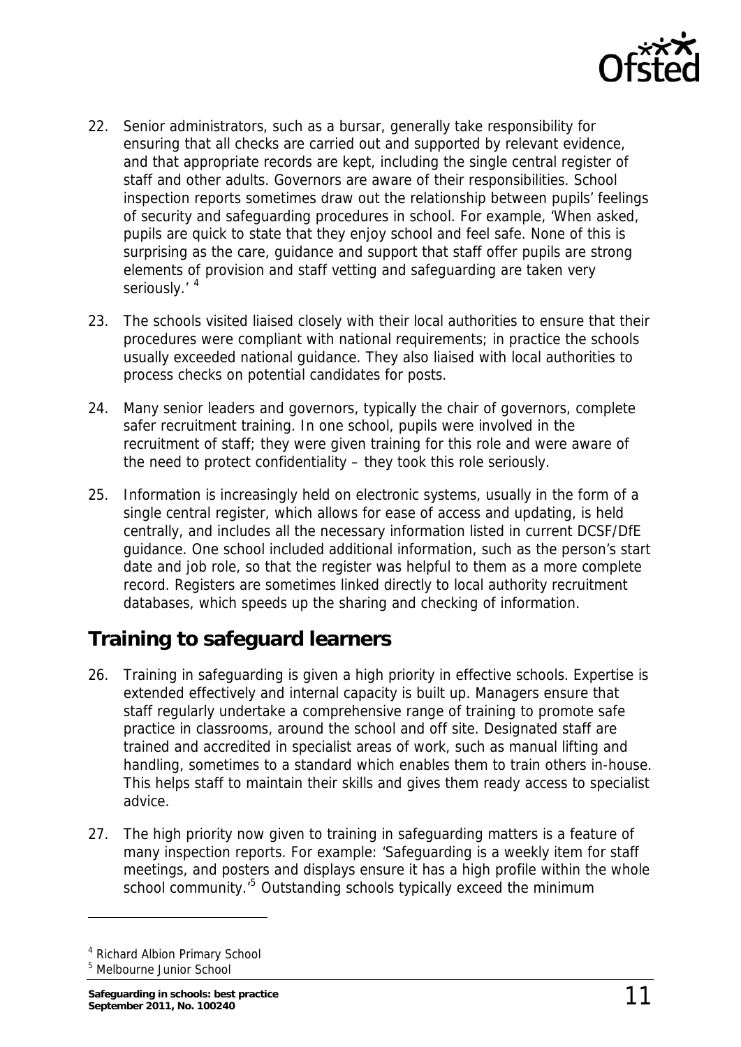22. Senior administrators, such as a bursar, generally take responsibility for ensuring that all checks are carried out and supported by relevant evidence, and that appropriate records are kept, including the single central register of staff and other adults. Governors are aware of their responsibilities. School inspection reports sometimes draw out the relationship between pupils' feelings of security and safeguarding procedures in school. For example, 'When asked, pupils are quick to state that they enjoy school and feel safe. None of this is surprising as the care, guidance and support that staff offer pupils are strong elements of provision and staff vetting and safeguarding are taken very seriously.' [4]

23. The schools visited liaised closely with their local authorities to ensure that their procedures were compliant with national requirements; in practice the schools usually exceeded national guidance. They also liaised with local authorities to process checks on potential candidates for posts.

24. Many senior leaders and governors, typically the chair of governors, complete safer recruitment training. In one school, pupils were involved in the recruitment of staff; they were given training for this role and were aware of the need to protect confidentiality – they took this role seriously.

25. Information is increasingly held on electronic systems, usually in the form of a single central register, which allows for ease of access and updating, is held centrally, and includes all the necessary information listed in current DCSF/DfE guidance. One school included additional information, such as the person's start date and job role, so that the register was helpful to them as a more complete record. Registers are sometimes linked directly to local authority recruitment databases, which speeds up the sharing and checking of information.

## Training to safeguard learners

26. Training in safeguarding is given a high priority in effective schools. Expertise is extended effectively and internal capacity is built up. Managers ensure that staff regularly undertake a comprehensive range of training to promote safe practice in classrooms, around the school and off site. Designated staff are trained and accredited in specialist areas of work, such as manual lifting and handling, sometimes to a standard which enables them to train others in-house. This helps staff to maintain their skills and gives them ready access to specialist advice.

27. The high priority now given to training in safeguarding matters is a feature of many inspection reports. For example: 'Safeguarding is a weekly item for staff meetings, and posters and displays ensure it has a high profile within the whole school community.'[5] Outstanding schools typically exceed the minimum

---

[4] Richard Albion Primary School

[5] Melbourne Junior School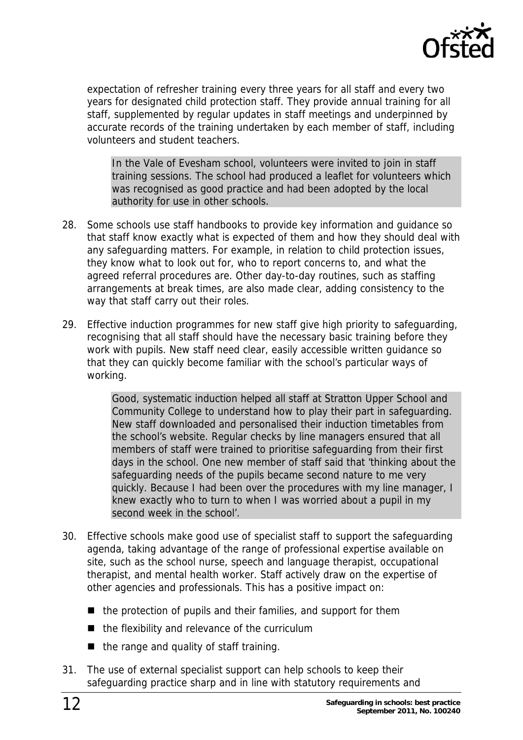expectation of refresher training every three years for all staff and every two years for designated child protection staff. They provide annual training for all staff, supplemented by regular updates in staff meetings and underpinned by accurate records of the training undertaken by each member of staff, including volunteers and student teachers.

> In the Vale of Evesham school, volunteers were invited to join in staff training sessions. The school had produced a leaflet for volunteers which was recognised as good practice and had been adopted by the local authority for use in other schools.

28. Some schools use staff handbooks to provide key information and guidance so that staff know exactly what is expected of them and how they should deal with any safeguarding matters. For example, in relation to child protection issues, they know what to look out for, who to report concerns to, and what the agreed referral procedures are. Other day-to-day routines, such as staffing arrangements at break times, are also made clear, adding consistency to the way that staff carry out their roles.

29. Effective induction programmes for new staff give high priority to safeguarding, recognising that all staff should have the necessary basic training before they work with pupils. New staff need clear, easily accessible written guidance so that they can quickly become familiar with the school's particular ways of working.

> Good, systematic induction helped all staff at Stratton Upper School and Community College to understand how to play their part in safeguarding. New staff downloaded and personalised their induction timetables from the school's website. Regular checks by line managers ensured that all members of staff were trained to prioritise safeguarding from their first days in the school. One new member of staff said that 'thinking about the safeguarding needs of the pupils became second nature to me very quickly. Because I had been over the procedures with my line manager, I knew exactly who to turn to when I was worried about a pupil in my second week in the school'.

30. Effective schools make good use of specialist staff to support the safeguarding agenda, taking advantage of the range of professional expertise available on site, such as the school nurse, speech and language therapist, occupational therapist, and mental health worker. Staff actively draw on the expertise of other agencies and professionals. This has a positive impact on:
    - the protection of pupils and their families, and support for them
    - the flexibility and relevance of the curriculum
    - the range and quality of staff training.

31. The use of external specialist support can help schools to keep their safeguarding practice sharp and in line with statutory requirements and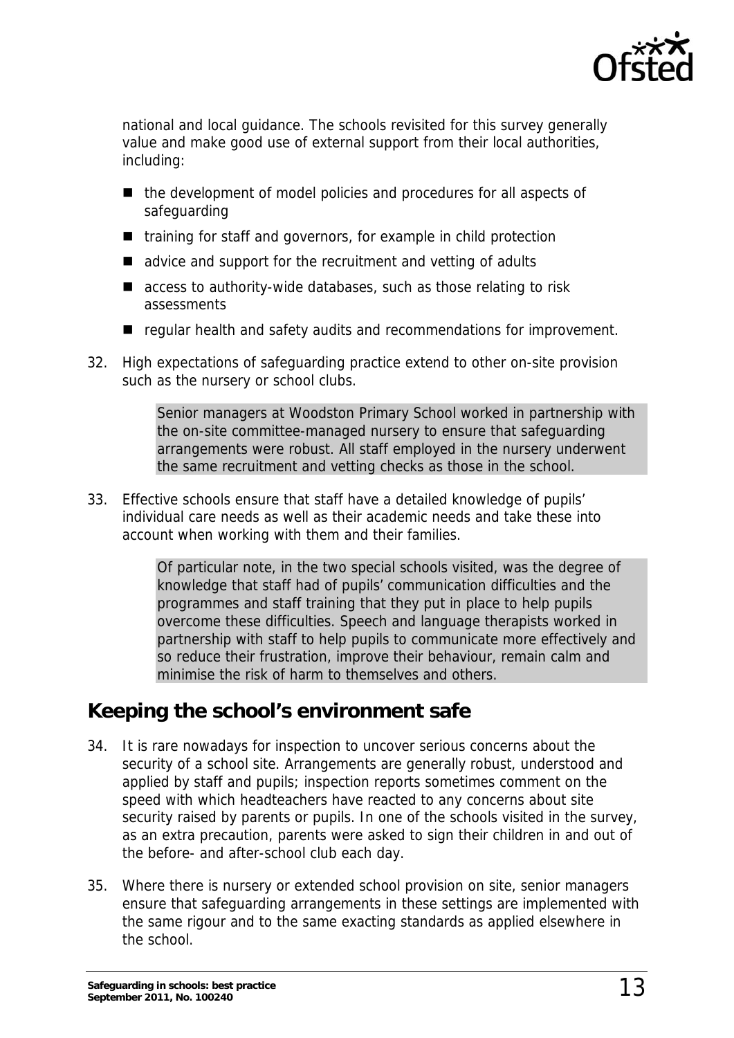national and local guidance. The schools revisited for this survey generally value and make good use of external support from their local authorities, including:

- the development of model policies and procedures for all aspects of safeguarding
- training for staff and governors, for example in child protection
- advice and support for the recruitment and vetting of adults
- access to authority-wide databases, such as those relating to risk assessments
- regular health and safety audits and recommendations for improvement.

32. High expectations of safeguarding practice extend to other on-site provision such as the nursery or school clubs.

> Senior managers at Woodston Primary School worked in partnership with the on-site committee-managed nursery to ensure that safeguarding arrangements were robust. All staff employed in the nursery underwent the same recruitment and vetting checks as those in the school.

33. Effective schools ensure that staff have a detailed knowledge of pupils' individual care needs as well as their academic needs and take these into account when working with them and their families.

> Of particular note, in the two special schools visited, was the degree of knowledge that staff had of pupils' communication difficulties and the programmes and staff training that they put in place to help pupils overcome these difficulties. Speech and language therapists worked in partnership with staff to help pupils to communicate more effectively and so reduce their frustration, improve their behaviour, remain calm and minimise the risk of harm to themselves and others.

## Keeping the school's environment safe

34. It is rare nowadays for inspection to uncover serious concerns about the security of a school site. Arrangements are generally robust, understood and applied by staff and pupils; inspection reports sometimes comment on the speed with which headteachers have reacted to any concerns about site security raised by parents or pupils. In one of the schools visited in the survey, as an extra precaution, parents were asked to sign their children in and out of the before- and after-school club each day.

35. Where there is nursery or extended school provision on site, senior managers ensure that safeguarding arrangements in these settings are implemented with the same rigour and to the same exacting standards as applied elsewhere in the school.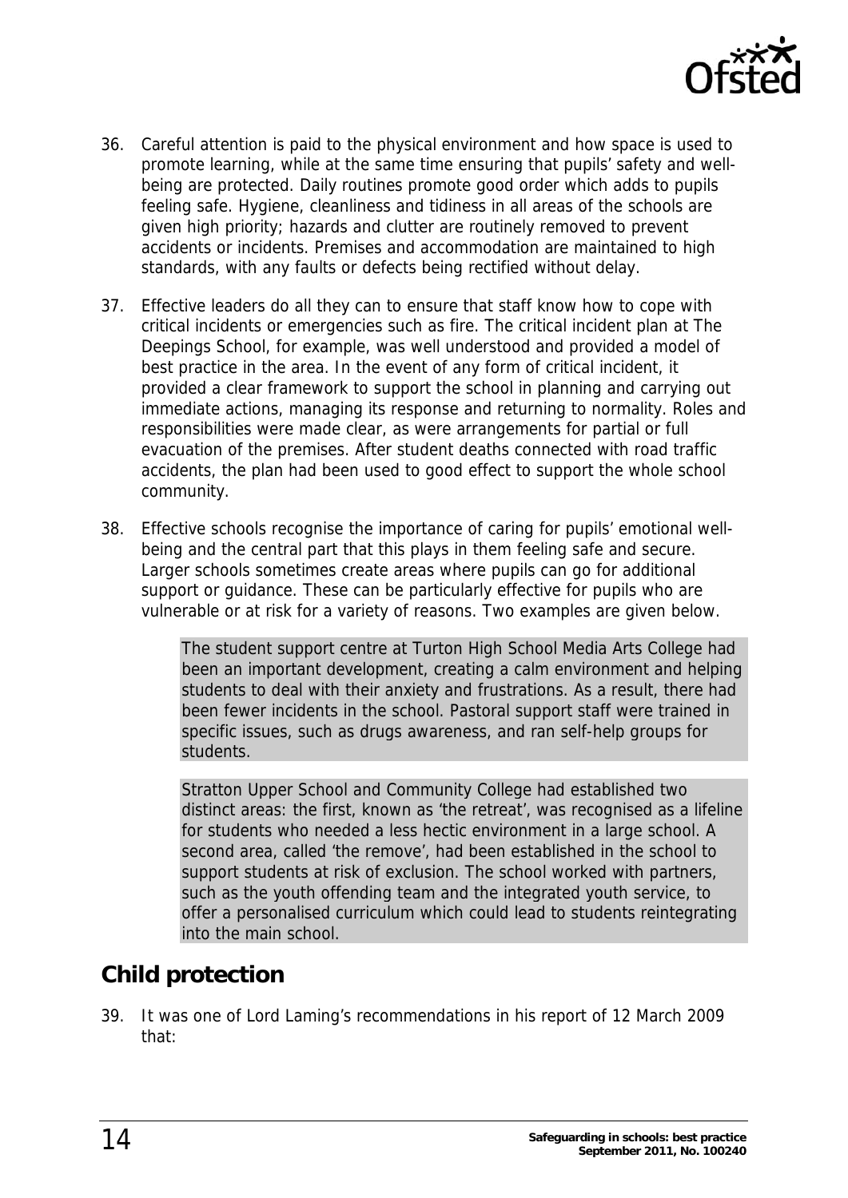36. Careful attention is paid to the physical environment and how space is used to promote learning, while at the same time ensuring that pupils' safety and well-being are protected. Daily routines promote good order which adds to pupils feeling safe. Hygiene, cleanliness and tidiness in all areas of the schools are given high priority; hazards and clutter are routinely removed to prevent accidents or incidents. Premises and accommodation are maintained to high standards, with any faults or defects being rectified without delay.

37. Effective leaders do all they can to ensure that staff know how to cope with critical incidents or emergencies such as fire. The critical incident plan at The Deepings School, for example, was well understood and provided a model of best practice in the area. In the event of any form of critical incident, it provided a clear framework to support the school in planning and carrying out immediate actions, managing its response and returning to normality. Roles and responsibilities were made clear, as were arrangements for partial or full evacuation of the premises. After student deaths connected with road traffic accidents, the plan had been used to good effect to support the whole school community.

38. Effective schools recognise the importance of caring for pupils' emotional well-being and the central part that this plays in them feeling safe and secure. Larger schools sometimes create areas where pupils can go for additional support or guidance. These can be particularly effective for pupils who are vulnerable or at risk for a variety of reasons. Two examples are given below.

> The student support centre at Turton High School Media Arts College had been an important development, creating a calm environment and helping students to deal with their anxiety and frustrations. As a result, there had been fewer incidents in the school. Pastoral support staff were trained in specific issues, such as drugs awareness, and ran self-help groups for students.

> Stratton Upper School and Community College had established two distinct areas: the first, known as 'the retreat', was recognised as a lifeline for students who needed a less hectic environment in a large school. A second area, called 'the remove', had been established in the school to support students at risk of exclusion. The school worked with partners, such as the youth offending team and the integrated youth service, to offer a personalised curriculum which could lead to students reintegrating into the main school.

## Child protection

39. It was one of Lord Laming's recommendations in his report of 12 March 2009 that: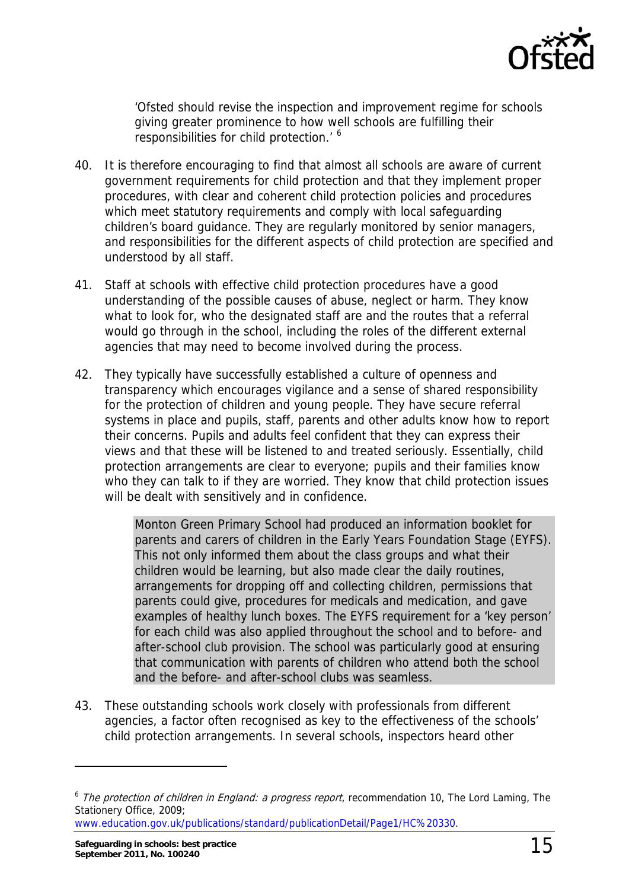'Ofsted should revise the inspection and improvement regime for schools giving greater prominence to how well schools are fulfilling their responsibilities for child protection.' [6]

40. It is therefore encouraging to find that almost all schools are aware of current government requirements for child protection and that they implement proper procedures, with clear and coherent child protection policies and procedures which meet statutory requirements and comply with local safeguarding children's board guidance. They are regularly monitored by senior managers, and responsibilities for the different aspects of child protection are specified and understood by all staff.

41. Staff at schools with effective child protection procedures have a good understanding of the possible causes of abuse, neglect or harm. They know what to look for, who the designated staff are and the routes that a referral would go through in the school, including the roles of the different external agencies that may need to become involved during the process.

42. They typically have successfully established a culture of openness and transparency which encourages vigilance and a sense of shared responsibility for the protection of children and young people. They have secure referral systems in place and pupils, staff, parents and other adults know how to report their concerns. Pupils and adults feel confident that they can express their views and that these will be listened to and treated seriously. Essentially, child protection arrangements are clear to everyone; pupils and their families know who they can talk to if they are worried. They know that child protection issues will be dealt with sensitively and in confidence.

> Monton Green Primary School had produced an information booklet for parents and carers of children in the Early Years Foundation Stage (EYFS). This not only informed them about the class groups and what their children would be learning, but also made clear the daily routines, arrangements for dropping off and collecting children, permissions that parents could give, procedures for medicals and medication, and gave examples of healthy lunch boxes. The EYFS requirement for a 'key person' for each child was also applied throughout the school and to before- and after-school club provision. The school was particularly good at ensuring that communication with parents of children who attend both the school and the before- and after-school clubs was seamless.

43. These outstanding schools work closely with professionals from different agencies, a factor often recognised as key to the effectiveness of the schools' child protection arrangements. In several schools, inspectors heard other

---

[6] *The protection of children in England: a progress report*, recommendation 10, The Lord Laming, The Stationery Office, 2009; www.education.gov.uk/publications/standard/publicationDetail/Page1/HC%20330.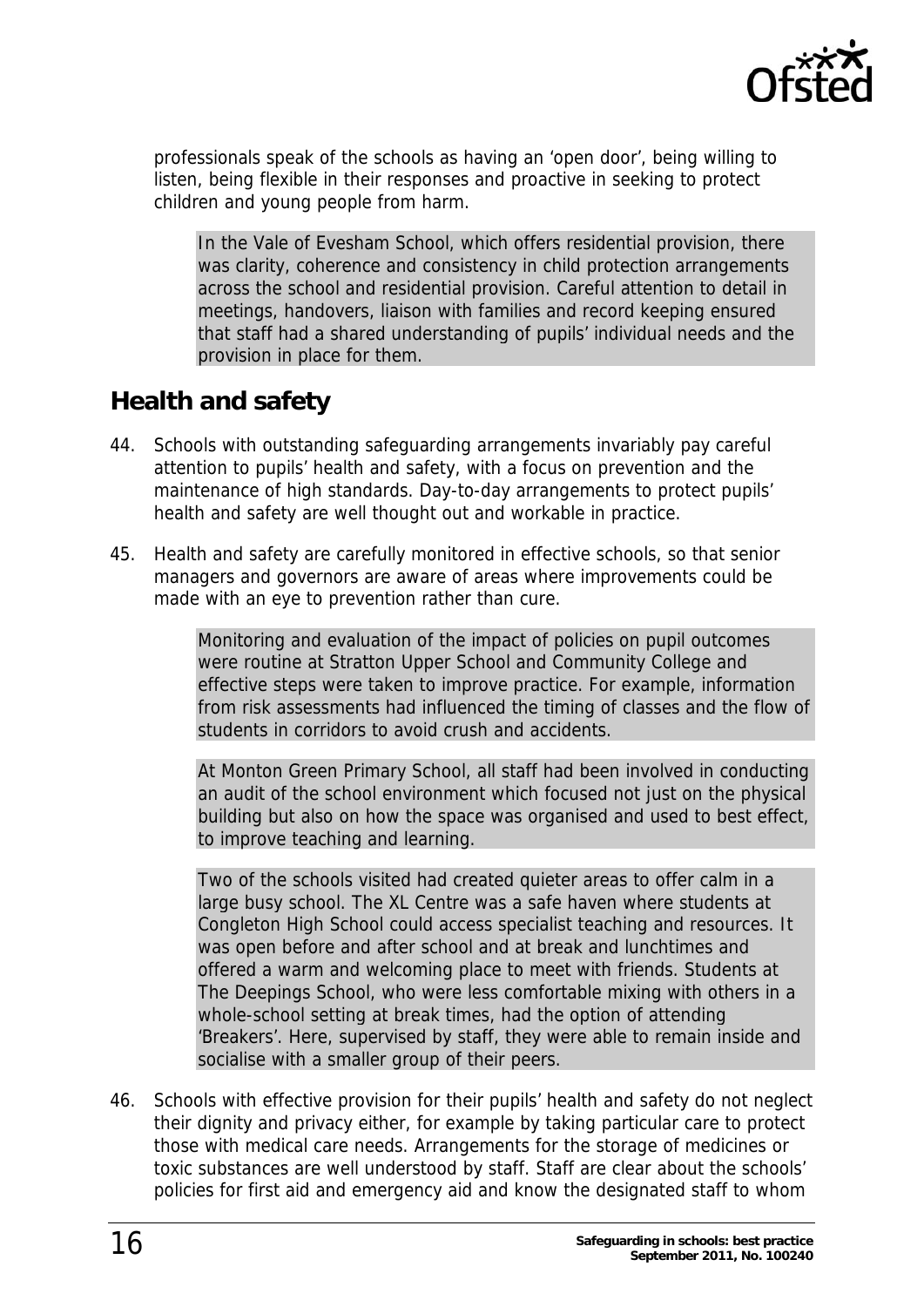professionals speak of the schools as having an 'open door', being willing to listen, being flexible in their responses and proactive in seeking to protect children and young people from harm.

> In the Vale of Evesham School, which offers residential provision, there was clarity, coherence and consistency in child protection arrangements across the school and residential provision. Careful attention to detail in meetings, handovers, liaison with families and record keeping ensured that staff had a shared understanding of pupils' individual needs and the provision in place for them.

## Health and safety

44. Schools with outstanding safeguarding arrangements invariably pay careful attention to pupils' health and safety, with a focus on prevention and the maintenance of high standards. Day-to-day arrangements to protect pupils' health and safety are well thought out and workable in practice.

45. Health and safety are carefully monitored in effective schools, so that senior managers and governors are aware of areas where improvements could be made with an eye to prevention rather than cure.

> Monitoring and evaluation of the impact of policies on pupil outcomes were routine at Stratton Upper School and Community College and effective steps were taken to improve practice. For example, information from risk assessments had influenced the timing of classes and the flow of students in corridors to avoid crush and accidents.

> At Monton Green Primary School, all staff had been involved in conducting an audit of the school environment which focused not just on the physical building but also on how the space was organised and used to best effect, to improve teaching and learning.

> Two of the schools visited had created quieter areas to offer calm in a large busy school. The XL Centre was a safe haven where students at Congleton High School could access specialist teaching and resources. It was open before and after school and at break and lunchtimes and offered a warm and welcoming place to meet with friends. Students at The Deepings School, who were less comfortable mixing with others in a whole-school setting at break times, had the option of attending 'Breakers'. Here, supervised by staff, they were able to remain inside and socialise with a smaller group of their peers.

46. Schools with effective provision for their pupils' health and safety do not neglect their dignity and privacy either, for example by taking particular care to protect those with medical care needs. Arrangements for the storage of medicines or toxic substances are well understood by staff. Staff are clear about the schools' policies for first aid and emergency aid and know the designated staff to whom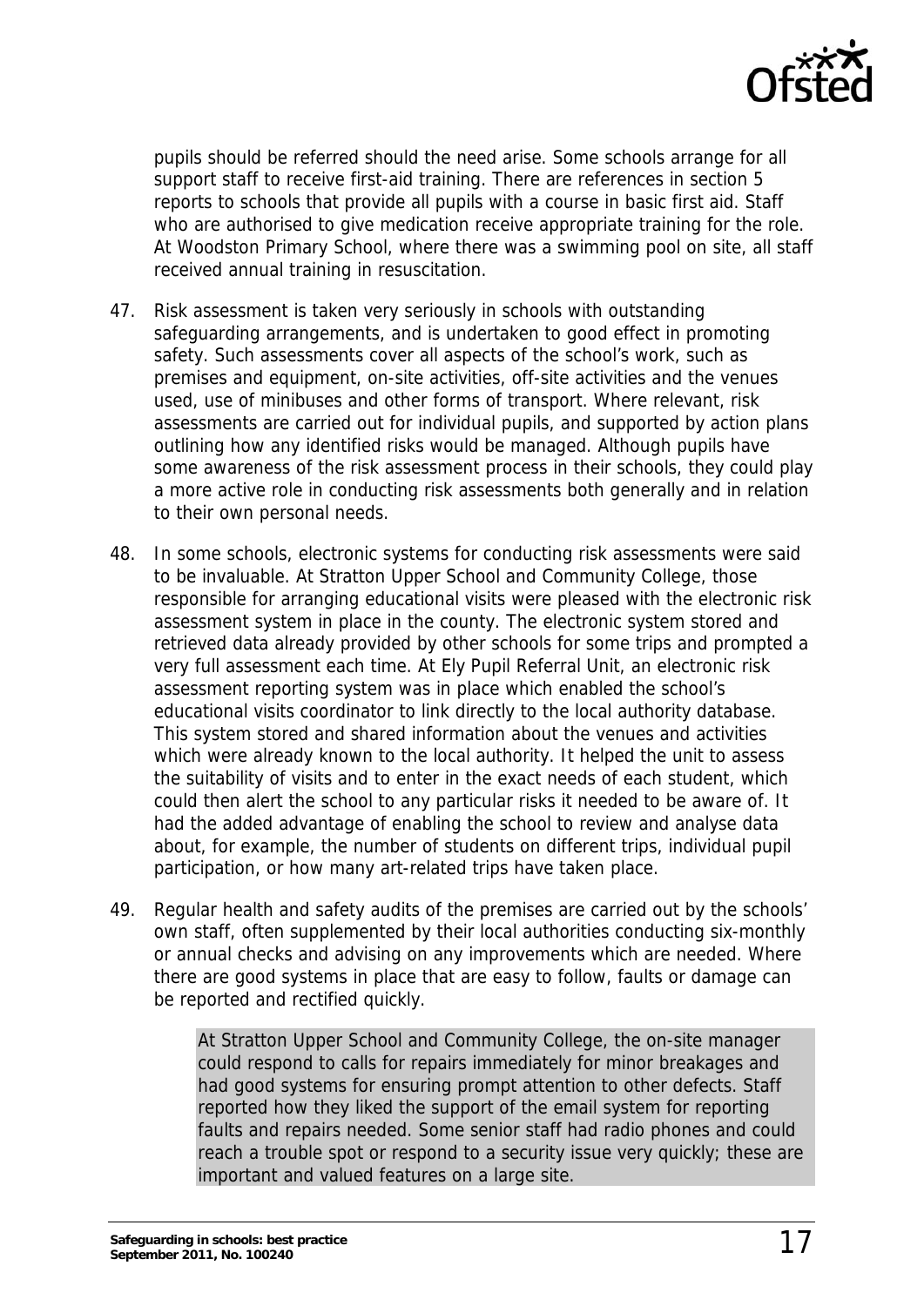pupils should be referred should the need arise. Some schools arrange for all support staff to receive first-aid training. There are references in section 5 reports to schools that provide all pupils with a course in basic first aid. Staff who are authorised to give medication receive appropriate training for the role. At Woodston Primary School, where there was a swimming pool on site, all staff received annual training in resuscitation.

47. Risk assessment is taken very seriously in schools with outstanding safeguarding arrangements, and is undertaken to good effect in promoting safety. Such assessments cover all aspects of the school's work, such as premises and equipment, on-site activities, off-site activities and the venues used, use of minibuses and other forms of transport. Where relevant, risk assessments are carried out for individual pupils, and supported by action plans outlining how any identified risks would be managed. Although pupils have some awareness of the risk assessment process in their schools, they could play a more active role in conducting risk assessments both generally and in relation to their own personal needs.

48. In some schools, electronic systems for conducting risk assessments were said to be invaluable. At Stratton Upper School and Community College, those responsible for arranging educational visits were pleased with the electronic risk assessment system in place in the county. The electronic system stored and retrieved data already provided by other schools for some trips and prompted a very full assessment each time. At Ely Pupil Referral Unit, an electronic risk assessment reporting system was in place which enabled the school's educational visits coordinator to link directly to the local authority database. This system stored and shared information about the venues and activities which were already known to the local authority. It helped the unit to assess the suitability of visits and to enter in the exact needs of each student, which could then alert the school to any particular risks it needed to be aware of. It had the added advantage of enabling the school to review and analyse data about, for example, the number of students on different trips, individual pupil participation, or how many art-related trips have taken place.

49. Regular health and safety audits of the premises are carried out by the schools' own staff, often supplemented by their local authorities conducting six-monthly or annual checks and advising on any improvements which are needed. Where there are good systems in place that are easy to follow, faults or damage can be reported and rectified quickly.

> At Stratton Upper School and Community College, the on-site manager could respond to calls for repairs immediately for minor breakages and had good systems for ensuring prompt attention to other defects. Staff reported how they liked the support of the email system for reporting faults and repairs needed. Some senior staff had radio phones and could reach a trouble spot or respond to a security issue very quickly; these are important and valued features on a large site.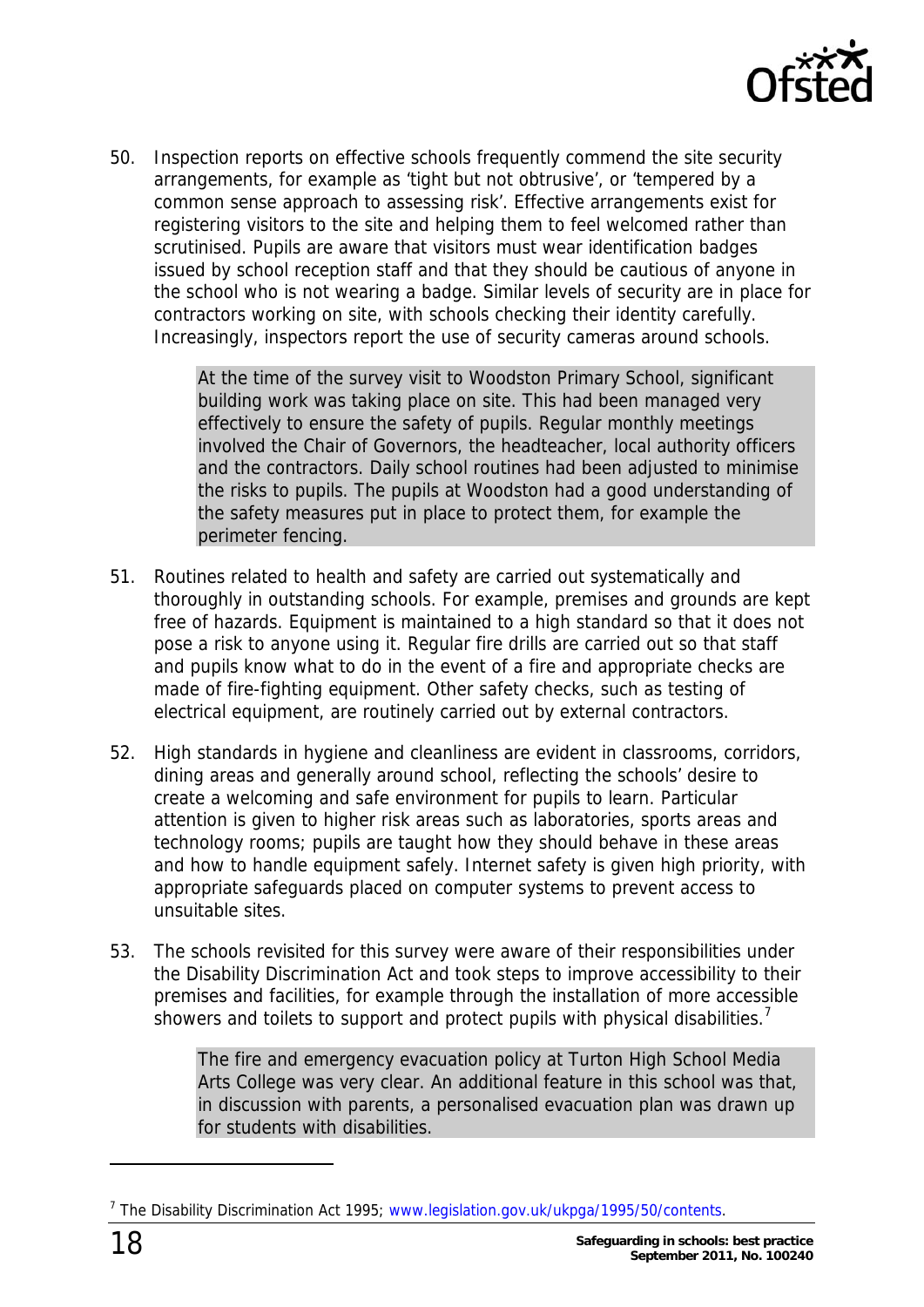50. Inspection reports on effective schools frequently commend the site security arrangements, for example as 'tight but not obtrusive', or 'tempered by a common sense approach to assessing risk'. Effective arrangements exist for registering visitors to the site and helping them to feel welcomed rather than scrutinised. Pupils are aware that visitors must wear identification badges issued by school reception staff and that they should be cautious of anyone in the school who is not wearing a badge. Similar levels of security are in place for contractors working on site, with schools checking their identity carefully. Increasingly, inspectors report the use of security cameras around schools.

> At the time of the survey visit to Woodston Primary School, significant building work was taking place on site. This had been managed very effectively to ensure the safety of pupils. Regular monthly meetings involved the Chair of Governors, the headteacher, local authority officers and the contractors. Daily school routines had been adjusted to minimise the risks to pupils. The pupils at Woodston had a good understanding of the safety measures put in place to protect them, for example the perimeter fencing.

51. Routines related to health and safety are carried out systematically and thoroughly in outstanding schools. For example, premises and grounds are kept free of hazards. Equipment is maintained to a high standard so that it does not pose a risk to anyone using it. Regular fire drills are carried out so that staff and pupils know what to do in the event of a fire and appropriate checks are made of fire-fighting equipment. Other safety checks, such as testing of electrical equipment, are routinely carried out by external contractors.

52. High standards in hygiene and cleanliness are evident in classrooms, corridors, dining areas and generally around school, reflecting the schools' desire to create a welcoming and safe environment for pupils to learn. Particular attention is given to higher risk areas such as laboratories, sports areas and technology rooms; pupils are taught how they should behave in these areas and how to handle equipment safely. Internet safety is given high priority, with appropriate safeguards placed on computer systems to prevent access to unsuitable sites.

53. The schools revisited for this survey were aware of their responsibilities under the Disability Discrimination Act and took steps to improve accessibility to their premises and facilities, for example through the installation of more accessible showers and toilets to support and protect pupils with physical disabilities.[7]

> The fire and emergency evacuation policy at Turton High School Media Arts College was very clear. An additional feature in this school was that, in discussion with parents, a personalised evacuation plan was drawn up for students with disabilities.

---

[7] The Disability Discrimination Act 1995; www.legislation.gov.uk/ukpga/1995/50/contents.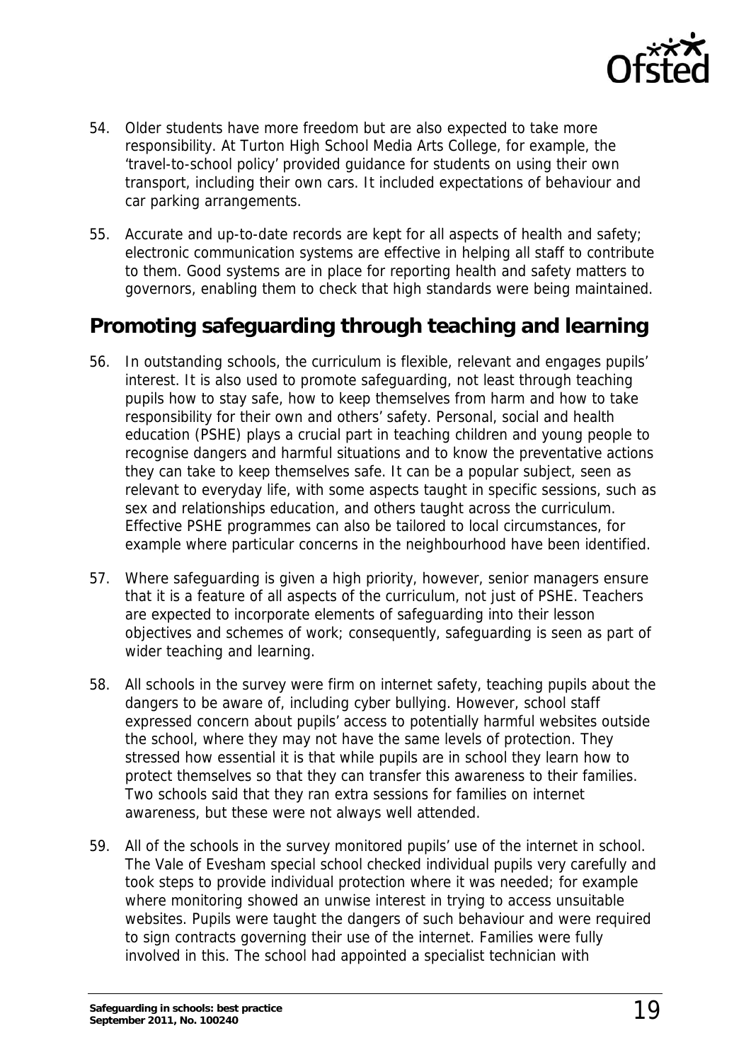54. Older students have more freedom but are also expected to take more responsibility. At Turton High School Media Arts College, for example, the 'travel-to-school policy' provided guidance for students on using their own transport, including their own cars. It included expectations of behaviour and car parking arrangements.

55. Accurate and up-to-date records are kept for all aspects of health and safety; electronic communication systems are effective in helping all staff to contribute to them. Good systems are in place for reporting health and safety matters to governors, enabling them to check that high standards were being maintained.

## Promoting safeguarding through teaching and learning

56. In outstanding schools, the curriculum is flexible, relevant and engages pupils' interest. It is also used to promote safeguarding, not least through teaching pupils how to stay safe, how to keep themselves from harm and how to take responsibility for their own and others' safety. Personal, social and health education (PSHE) plays a crucial part in teaching children and young people to recognise dangers and harmful situations and to know the preventative actions they can take to keep themselves safe. It can be a popular subject, seen as relevant to everyday life, with some aspects taught in specific sessions, such as sex and relationships education, and others taught across the curriculum. Effective PSHE programmes can also be tailored to local circumstances, for example where particular concerns in the neighbourhood have been identified.

57. Where safeguarding is given a high priority, however, senior managers ensure that it is a feature of all aspects of the curriculum, not just of PSHE. Teachers are expected to incorporate elements of safeguarding into their lesson objectives and schemes of work; consequently, safeguarding is seen as part of wider teaching and learning.

58. All schools in the survey were firm on internet safety, teaching pupils about the dangers to be aware of, including cyber bullying. However, school staff expressed concern about pupils' access to potentially harmful websites outside the school, where they may not have the same levels of protection. They stressed how essential it is that while pupils are in school they learn how to protect themselves so that they can transfer this awareness to their families. Two schools said that they ran extra sessions for families on internet awareness, but these were not always well attended.

59. All of the schools in the survey monitored pupils' use of the internet in school. The Vale of Evesham special school checked individual pupils very carefully and took steps to provide individual protection where it was needed; for example where monitoring showed an unwise interest in trying to access unsuitable websites. Pupils were taught the dangers of such behaviour and were required to sign contracts governing their use of the internet. Families were fully involved in this. The school had appointed a specialist technician with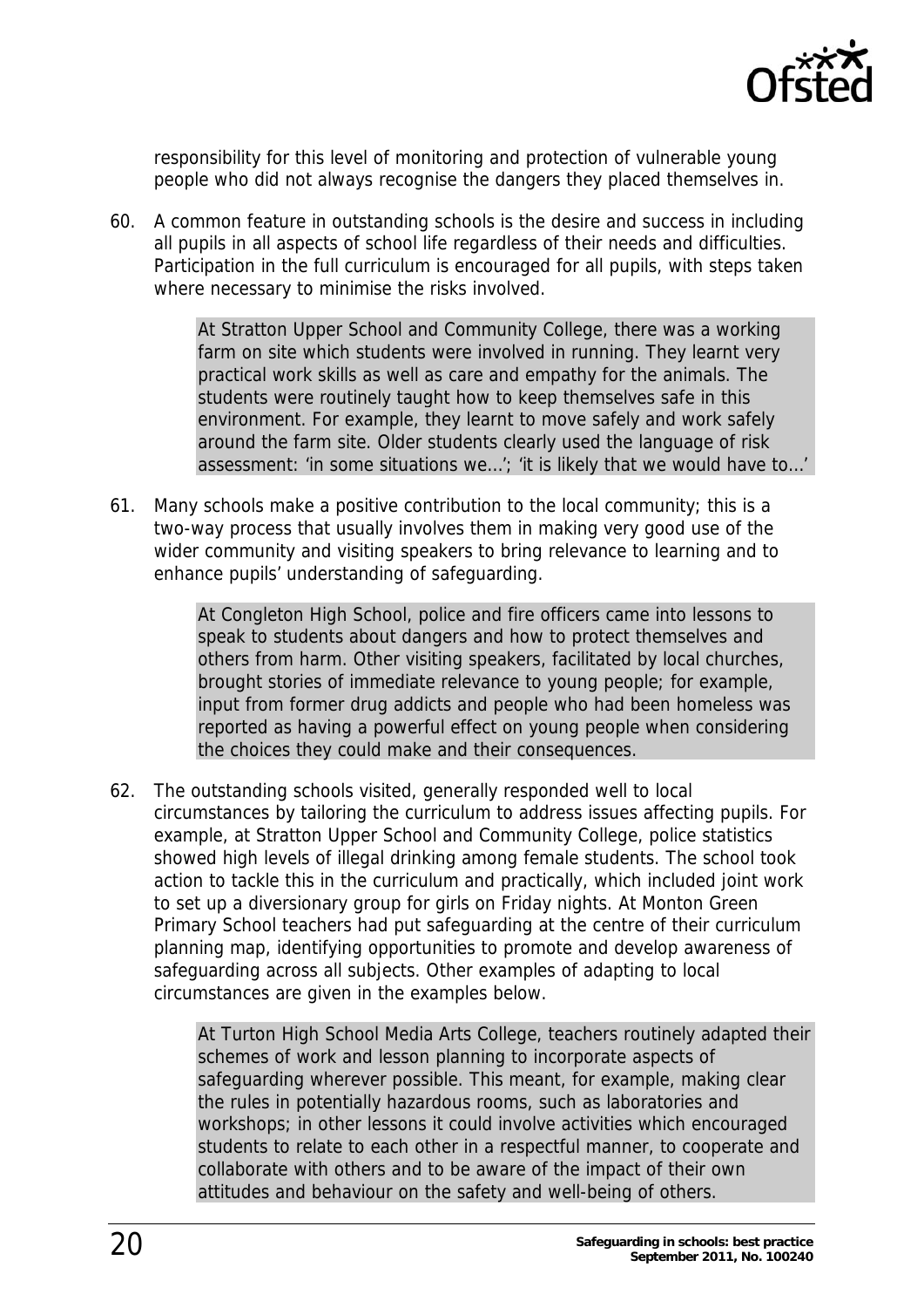responsibility for this level of monitoring and protection of vulnerable young people who did not always recognise the dangers they placed themselves in.

60. A common feature in outstanding schools is the desire and success in including all pupils in all aspects of school life regardless of their needs and difficulties. Participation in the full curriculum is encouraged for all pupils, with steps taken where necessary to minimise the risks involved.

> At Stratton Upper School and Community College, there was a working farm on site which students were involved in running. They learnt very practical work skills as well as care and empathy for the animals. The students were routinely taught how to keep themselves safe in this environment. For example, they learnt to move safely and work safely around the farm site. Older students clearly used the language of risk assessment: 'in some situations we…'; 'it is likely that we would have to…'

61. Many schools make a positive contribution to the local community; this is a two-way process that usually involves them in making very good use of the wider community and visiting speakers to bring relevance to learning and to enhance pupils' understanding of safeguarding.

> At Congleton High School, police and fire officers came into lessons to speak to students about dangers and how to protect themselves and others from harm. Other visiting speakers, facilitated by local churches, brought stories of immediate relevance to young people; for example, input from former drug addicts and people who had been homeless was reported as having a powerful effect on young people when considering the choices they could make and their consequences.

62. The outstanding schools visited, generally responded well to local circumstances by tailoring the curriculum to address issues affecting pupils. For example, at Stratton Upper School and Community College, police statistics showed high levels of illegal drinking among female students. The school took action to tackle this in the curriculum and practically, which included joint work to set up a diversionary group for girls on Friday nights. At Monton Green Primary School teachers had put safeguarding at the centre of their curriculum planning map, identifying opportunities to promote and develop awareness of safeguarding across all subjects. Other examples of adapting to local circumstances are given in the examples below.

> At Turton High School Media Arts College, teachers routinely adapted their schemes of work and lesson planning to incorporate aspects of safeguarding wherever possible. This meant, for example, making clear the rules in potentially hazardous rooms, such as laboratories and workshops; in other lessons it could involve activities which encouraged students to relate to each other in a respectful manner, to cooperate and collaborate with others and to be aware of the impact of their own attitudes and behaviour on the safety and well-being of others.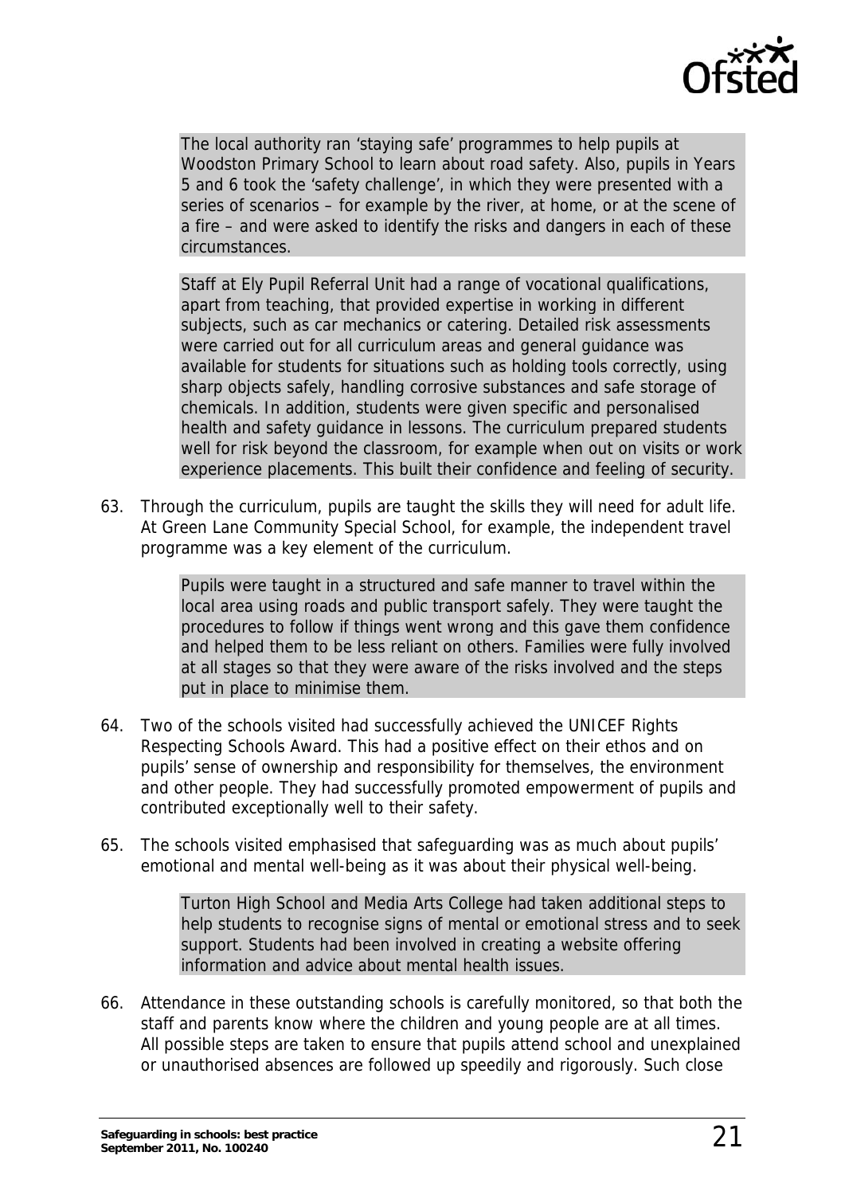> The local authority ran 'staying safe' programmes to help pupils at Woodston Primary School to learn about road safety. Also, pupils in Years 5 and 6 took the 'safety challenge', in which they were presented with a series of scenarios – for example by the river, at home, or at the scene of a fire – and were asked to identify the risks and dangers in each of these circumstances.

> Staff at Ely Pupil Referral Unit had a range of vocational qualifications, apart from teaching, that provided expertise in working in different subjects, such as car mechanics or catering. Detailed risk assessments were carried out for all curriculum areas and general guidance was available for students for situations such as holding tools correctly, using sharp objects safely, handling corrosive substances and safe storage of chemicals. In addition, students were given specific and personalised health and safety guidance in lessons. The curriculum prepared students well for risk beyond the classroom, for example when out on visits or work experience placements. This built their confidence and feeling of security.

63. Through the curriculum, pupils are taught the skills they will need for adult life. At Green Lane Community Special School, for example, the independent travel programme was a key element of the curriculum.

> Pupils were taught in a structured and safe manner to travel within the local area using roads and public transport safely. They were taught the procedures to follow if things went wrong and this gave them confidence and helped them to be less reliant on others. Families were fully involved at all stages so that they were aware of the risks involved and the steps put in place to minimise them.

64. Two of the schools visited had successfully achieved the UNICEF Rights Respecting Schools Award. This had a positive effect on their ethos and on pupils' sense of ownership and responsibility for themselves, the environment and other people. They had successfully promoted empowerment of pupils and contributed exceptionally well to their safety.

65. The schools visited emphasised that safeguarding was as much about pupils' emotional and mental well-being as it was about their physical well-being.

> Turton High School and Media Arts College had taken additional steps to help students to recognise signs of mental or emotional stress and to seek support. Students had been involved in creating a website offering information and advice about mental health issues.

66. Attendance in these outstanding schools is carefully monitored, so that both the staff and parents know where the children and young people are at all times. All possible steps are taken to ensure that pupils attend school and unexplained or unauthorised absences are followed up speedily and rigorously. Such close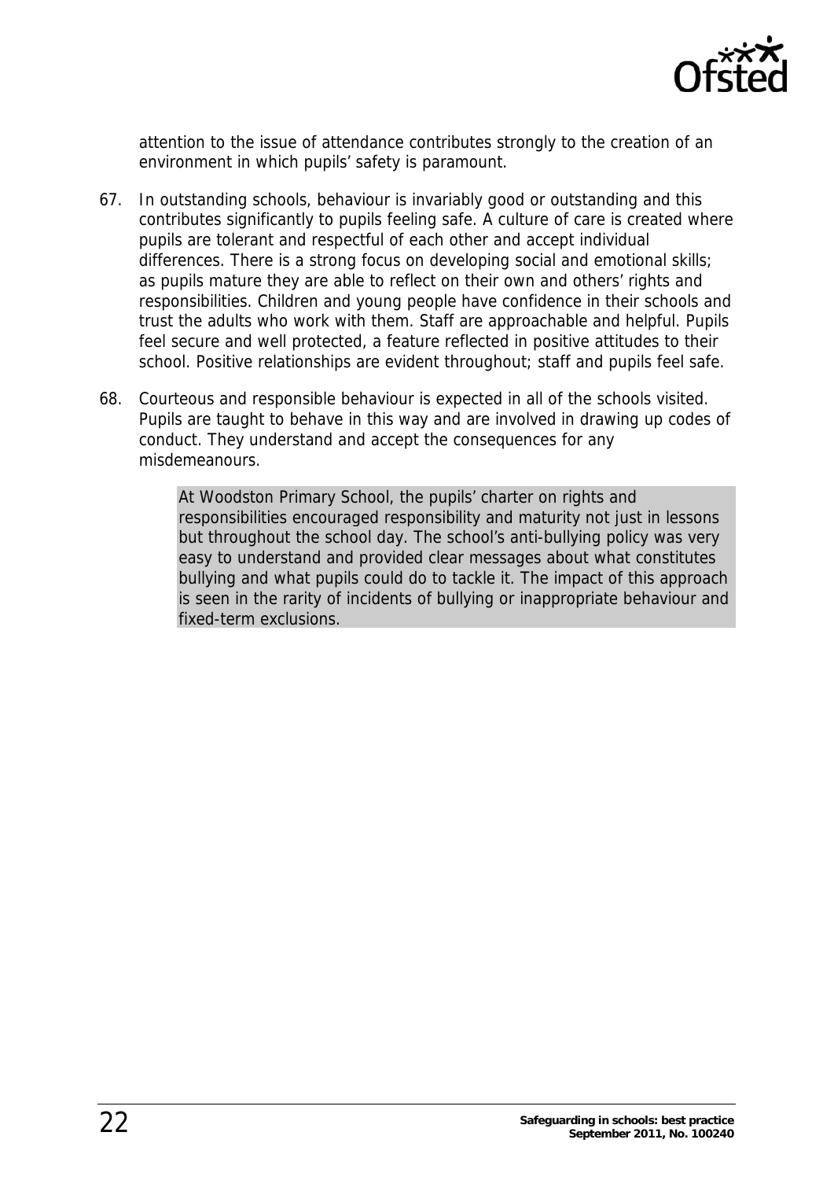attention to the issue of attendance contributes strongly to the creation of an environment in which pupils' safety is paramount.

67. In outstanding schools, behaviour is invariably good or outstanding and this contributes significantly to pupils feeling safe. A culture of care is created where pupils are tolerant and respectful of each other and accept individual differences. There is a strong focus on developing social and emotional skills; as pupils mature they are able to reflect on their own and others' rights and responsibilities. Children and young people have confidence in their schools and trust the adults who work with them. Staff are approachable and helpful. Pupils feel secure and well protected, a feature reflected in positive attitudes to their school. Positive relationships are evident throughout; staff and pupils feel safe.

68. Courteous and responsible behaviour is expected in all of the schools visited. Pupils are taught to behave in this way and are involved in drawing up codes of conduct. They understand and accept the consequences for any misdemeanours.

> At Woodston Primary School, the pupils' charter on rights and responsibilities encouraged responsibility and maturity not just in lessons but throughout the school day. The school's anti-bullying policy was very easy to understand and provided clear messages about what constitutes bullying and what pupils could do to tackle it. The impact of this approach is seen in the rarity of incidents of bullying or inappropriate behaviour and fixed-term exclusions.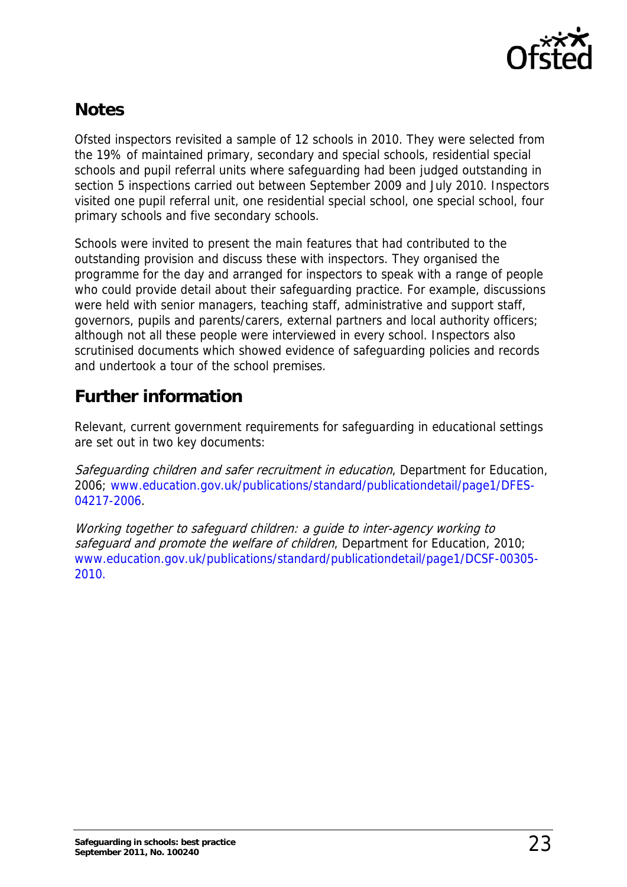## Notes

Ofsted inspectors revisited a sample of 12 schools in 2010. They were selected from the 19% of maintained primary, secondary and special schools, residential special schools and pupil referral units where safeguarding had been judged outstanding in section 5 inspections carried out between September 2009 and July 2010. Inspectors visited one pupil referral unit, one residential special school, one special school, four primary schools and five secondary schools.

Schools were invited to present the main features that had contributed to the outstanding provision and discuss these with inspectors. They organised the programme for the day and arranged for inspectors to speak with a range of people who could provide detail about their safeguarding practice. For example, discussions were held with senior managers, teaching staff, administrative and support staff, governors, pupils and parents/carers, external partners and local authority officers; although not all these people were interviewed in every school. Inspectors also scrutinised documents which showed evidence of safeguarding policies and records and undertook a tour of the school premises.

## Further information

Relevant, current government requirements for safeguarding in educational settings are set out in two key documents:

*Safeguarding children and safer recruitment in education*, Department for Education, 2006; www.education.gov.uk/publications/standard/publicationdetail/page1/DFES-04217-2006.

*Working together to safeguard children: a guide to inter-agency working to safeguard and promote the welfare of children*, Department for Education, 2010; www.education.gov.uk/publications/standard/publicationdetail/page1/DCSF-00305-2010.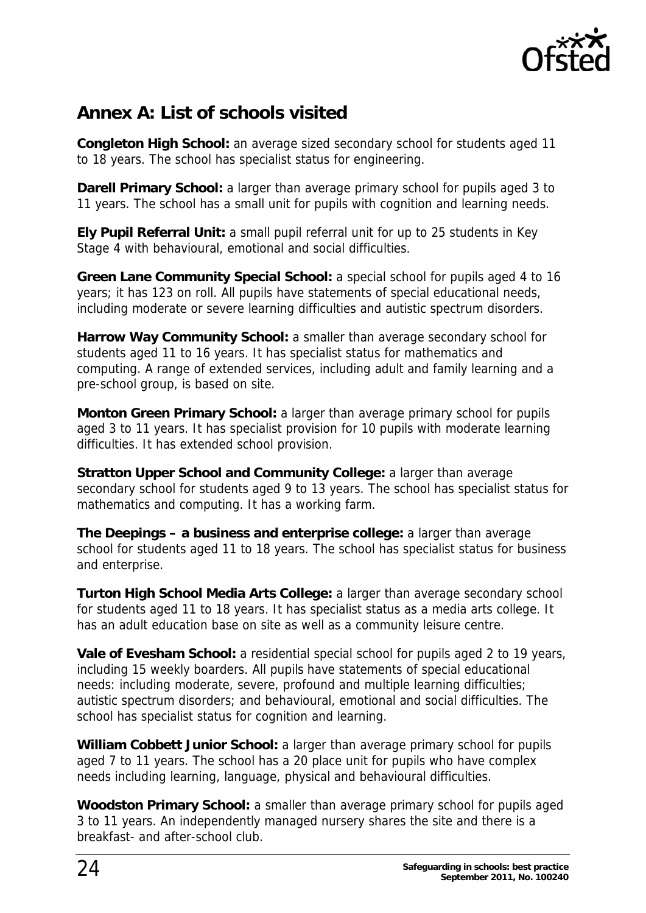## Annex A: List of schools visited

**Congleton High School:** an average sized secondary school for students aged 11 to 18 years. The school has specialist status for engineering.

**Darell Primary School:** a larger than average primary school for pupils aged 3 to 11 years. The school has a small unit for pupils with cognition and learning needs.

**Ely Pupil Referral Unit:** a small pupil referral unit for up to 25 students in Key Stage 4 with behavioural, emotional and social difficulties.

**Green Lane Community Special School:** a special school for pupils aged 4 to 16 years; it has 123 on roll. All pupils have statements of special educational needs, including moderate or severe learning difficulties and autistic spectrum disorders.

**Harrow Way Community School:** a smaller than average secondary school for students aged 11 to 16 years. It has specialist status for mathematics and computing. A range of extended services, including adult and family learning and a pre-school group, is based on site.

**Monton Green Primary School:** a larger than average primary school for pupils aged 3 to 11 years. It has specialist provision for 10 pupils with moderate learning difficulties. It has extended school provision.

**Stratton Upper School and Community College:** a larger than average secondary school for students aged 9 to 13 years. The school has specialist status for mathematics and computing. It has a working farm.

**The Deepings – a business and enterprise college:** a larger than average school for students aged 11 to 18 years. The school has specialist status for business and enterprise.

**Turton High School Media Arts College:** a larger than average secondary school for students aged 11 to 18 years. It has specialist status as a media arts college. It has an adult education base on site as well as a community leisure centre.

**Vale of Evesham School:** a residential special school for pupils aged 2 to 19 years, including 15 weekly boarders. All pupils have statements of special educational needs: including moderate, severe, profound and multiple learning difficulties; autistic spectrum disorders; and behavioural, emotional and social difficulties. The school has specialist status for cognition and learning.

**William Cobbett Junior School:** a larger than average primary school for pupils aged 7 to 11 years. The school has a 20 place unit for pupils who have complex needs including learning, language, physical and behavioural difficulties.

**Woodston Primary School:** a smaller than average primary school for pupils aged 3 to 11 years. An independently managed nursery shares the site and there is a breakfast- and after-school club.